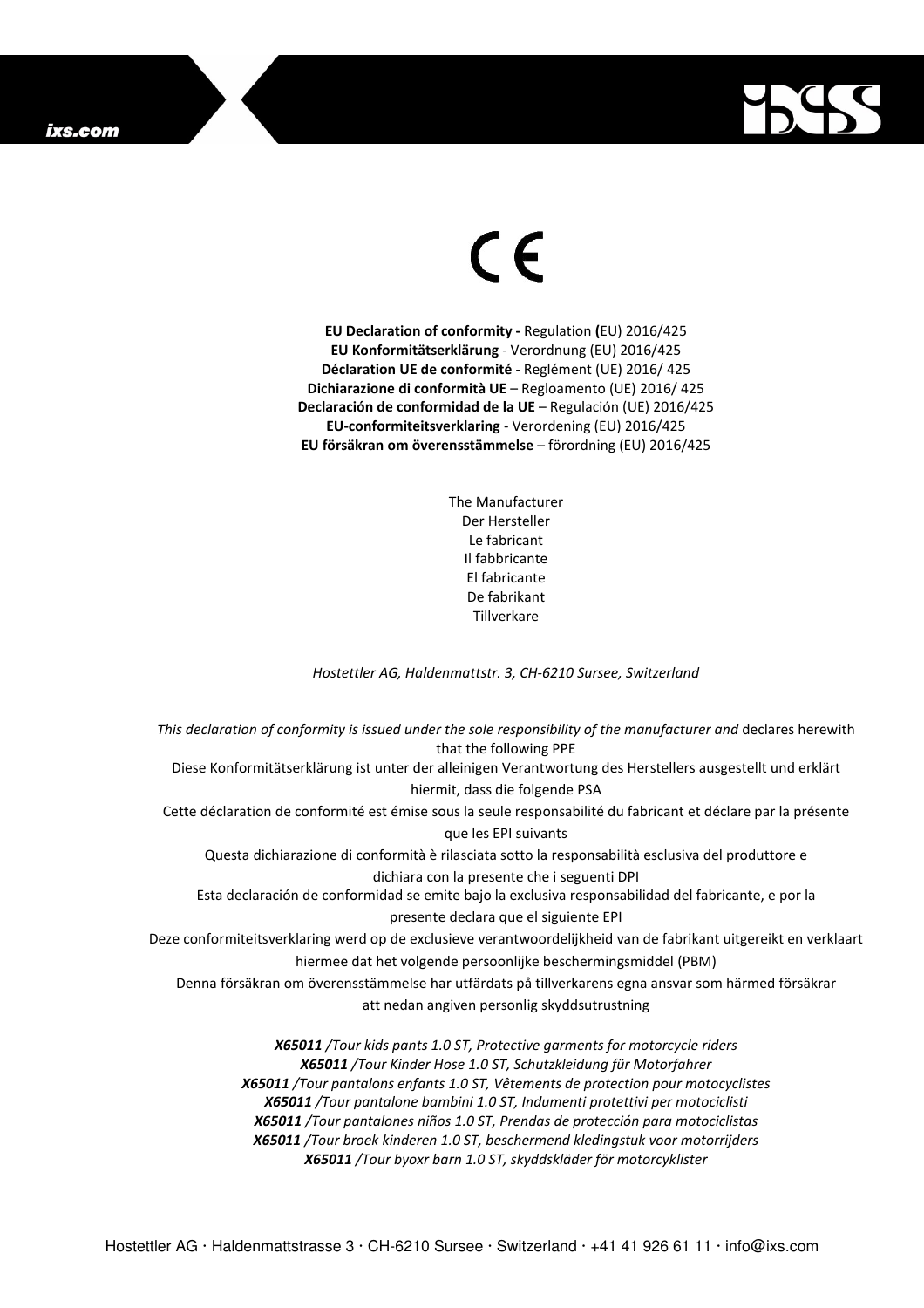**EU Declaration of conformity -** Regulation **(**EU) 2016/425
**EU Konformitätserklärung** - Verordnung (EU) 2016/425
**Déclaration UE de conformité** - Reglément (UE) 2016/ 425
**Dichiarazione di conformità UE** – Regloamento (UE) 2016/ 425
**Declaración de conformidad de la UE** – Regulación (UE) 2016/425
**EU-conformiteitsverklaring** - Verordening (EU) 2016/425
**EU försäkran om överensstämmelse** – förordning (EU) 2016/425

The Manufacturer
Der Hersteller
Le fabricant
Il fabbricante
El fabricante
De fabrikant
Tillverkare

*Hostettler AG, Haldenmattstr. 3, CH-6210 Sursee, Switzerland*

*This declaration of conformity is issued under the sole responsibility of the manufacturer and* declares herewith that the following PPE
Diese Konformitätserklärung ist unter der alleinigen Verantwortung des Herstellers ausgestellt und erklärt hiermit, dass die folgende PSA
Cette déclaration de conformité est émise sous la seule responsabilité du fabricant et déclare par la présente que les EPI suivants
Questa dichiarazione di conformità è rilasciata sotto la responsabilità esclusiva del produttore e dichiara con la presente che i seguenti DPI
Esta declaración de conformidad se emite bajo la exclusiva responsabilidad del fabricante, e por la presente declara que el siguiente EPI
Deze conformiteitsverklaring werd op de exclusieve verantwoordelijkheid van de fabrikant uitgereikt en verklaart hiermee dat het volgende persoonlijke beschermingsmiddel (PBM)
Denna försäkran om överensstämmelse har utfärdats på tillverkarens egna ansvar som härmed försäkrar att nedan angiven personlig skyddsutrustning

***X65011** /Tour kids pants 1.0 ST, Protective garments for motorcycle riders*
***X65011** /Tour Kinder Hose 1.0 ST, Schutzkleidung für Motorfahrer*
***X65011** /Tour pantalons enfants 1.0 ST, Vêtements de protection pour motocyclistes*
***X65011** /Tour pantalone bambini 1.0 ST, Indumenti protettivi per motociclisti*
***X65011** /Tour pantalones niños 1.0 ST, Prendas de protección para motociclistas*
***X65011** /Tour broek kinderen 1.0 ST, beschermend kledingstuk voor motorrijders*
***X65011** /Tour byoxr barn 1.0 ST, skyddskläder för motorcyklister*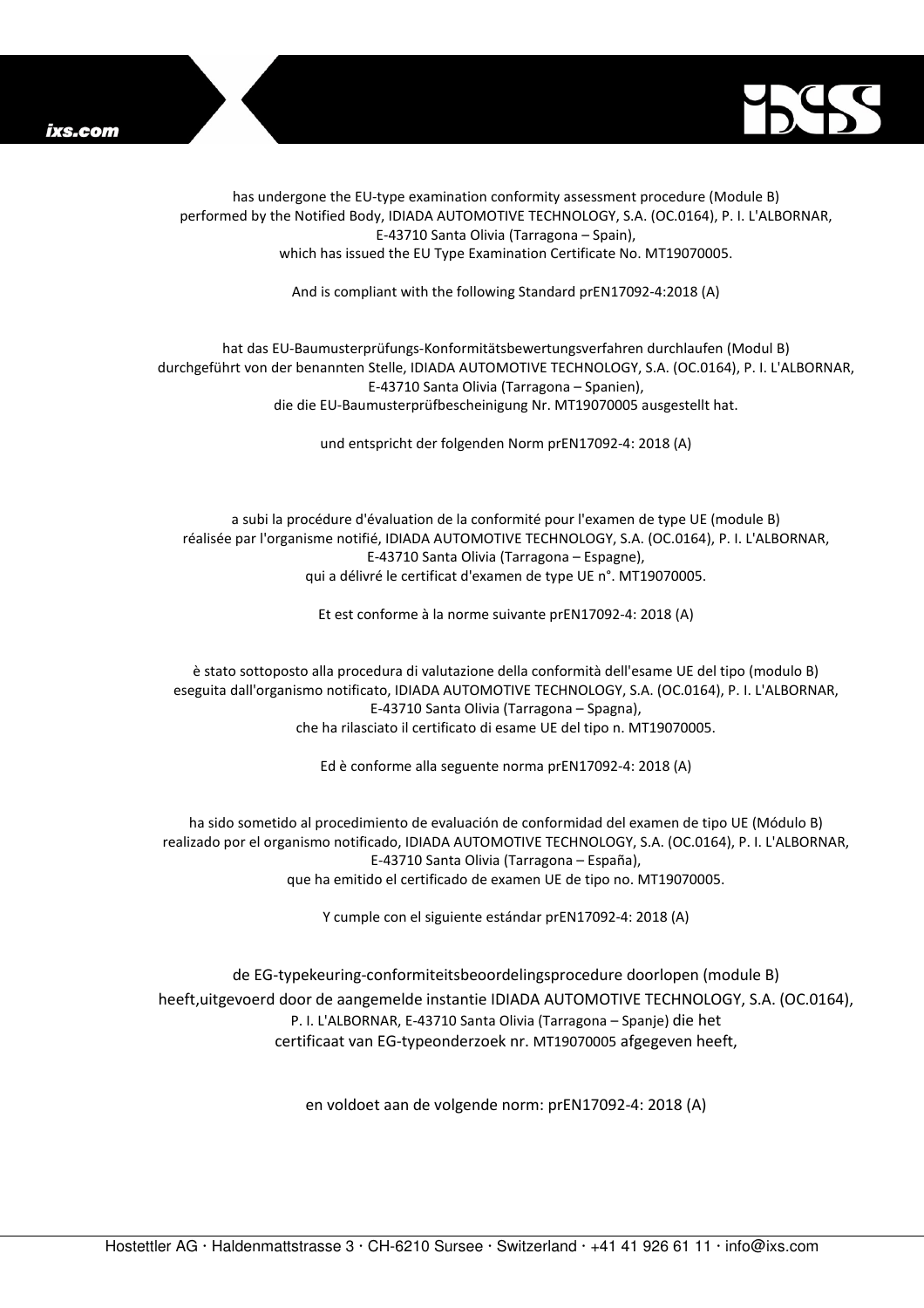has undergone the EU-type examination conformity assessment procedure (Module B) performed by the Notified Body, IDIADA AUTOMOTIVE TECHNOLOGY, S.A. (OC.0164), P. I. L'ALBORNAR, E-43710 Santa Olivia (Tarragona – Spain), which has issued the EU Type Examination Certificate No. MT19070005.

And is compliant with the following Standard prEN17092-4:2018 (A)

hat das EU-Baumusterprüfungs-Konformitätsbewertungsverfahren durchlaufen (Modul B) durchgeführt von der benannten Stelle, IDIADA AUTOMOTIVE TECHNOLOGY, S.A. (OC.0164), P. I. L'ALBORNAR, E-43710 Santa Olivia (Tarragona – Spanien), die die EU-Baumusterprüfbescheinigung Nr. MT19070005 ausgestellt hat.

und entspricht der folgenden Norm prEN17092-4: 2018 (A)

a subi la procédure d'évaluation de la conformité pour l'examen de type UE (module B) réalisée par l'organisme notifié, IDIADA AUTOMOTIVE TECHNOLOGY, S.A. (OC.0164), P. I. L'ALBORNAR, E-43710 Santa Olivia (Tarragona – Espagne), qui a délivré le certificat d'examen de type UE n°. MT19070005.

Et est conforme à la norme suivante prEN17092-4: 2018 (A)

è stato sottoposto alla procedura di valutazione della conformità dell'esame UE del tipo (modulo B) eseguita dall'organismo notificato, IDIADA AUTOMOTIVE TECHNOLOGY, S.A. (OC.0164), P. I. L'ALBORNAR, E-43710 Santa Olivia (Tarragona – Spagna), che ha rilasciato il certificato di esame UE del tipo n. MT19070005.

Ed è conforme alla seguente norma prEN17092-4: 2018 (A)

ha sido sometido al procedimiento de evaluación de conformidad del examen de tipo UE (Módulo B) realizado por el organismo notificado, IDIADA AUTOMOTIVE TECHNOLOGY, S.A. (OC.0164), P. I. L'ALBORNAR, E-43710 Santa Olivia (Tarragona – España), que ha emitido el certificado de examen UE de tipo no. MT19070005.

Y cumple con el siguiente estándar prEN17092-4: 2018 (A)

de EG-typekeuring-conformiteitsbeoordelingsprocedure doorlopen (module B) heeft,uitgevoerd door de aangemelde instantie IDIADA AUTOMOTIVE TECHNOLOGY, S.A. (OC.0164), P. I. L'ALBORNAR, E-43710 Santa Olivia (Tarragona – Spanje) die het certificaat van EG-typeonderzoek nr. MT19070005 afgegeven heeft,

en voldoet aan de volgende norm: prEN17092-4: 2018 (A)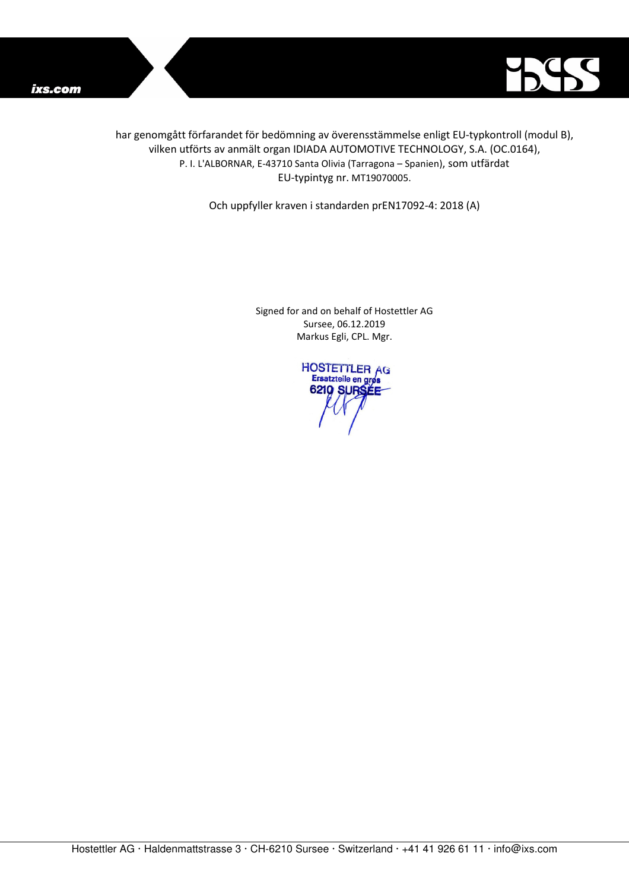har genomgått förfarandet för bedömning av överensstämmelse enligt EU-typkontroll (modul B), vilken utförts av anmält organ IDIADA AUTOMOTIVE TECHNOLOGY, S.A. (OC.0164), P. I. L'ALBORNAR, E-43710 Santa Olivia (Tarragona – Spanien), som utfärdat EU-typintyg nr. MT19070005.

Och uppfyller kraven i standarden prEN17092-4: 2018 (A)

Signed for and on behalf of Hostettler AG
Sursee, 06.12.2019
Markus Egli, CPL. Mgr.

HOSTETTLER AG
Ersatzteile en gros
6210 SURSEE